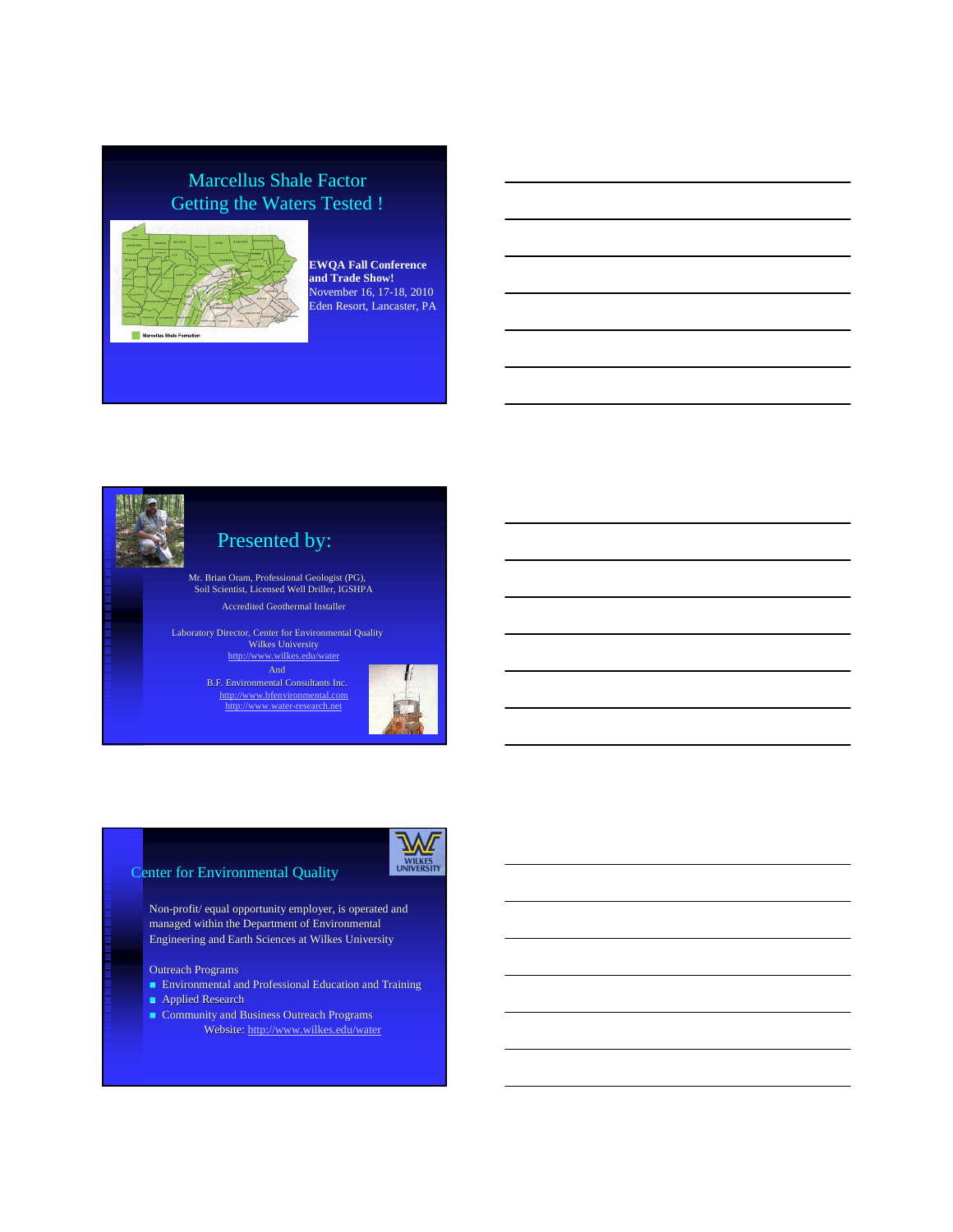## Marcellus Shale Factor
## Getting the Waters Tested !

Marcellus Shale Formation

**EWQA Fall Conference and Trade Show!**
November 16, 17-18, 2010
Eden Resort, Lancaster, PA

## Presented by:

Mr. Brian Oram, Professional Geologist (PG),
Soil Scientist, Licensed Well Driller, IGSHPA

Accredited Geothermal Installer

Laboratory Director, Center for Environmental Quality
Wilkes University
http://www.wilkes.edu/water
And
B.F. Environmental Consultants Inc.
http://www.bfenvironmental.com
http://www.water-research.net

## Center for Environmental Quality

WILKES UNIVERSITY

Non-profit/ equal opportunity employer, is operated and managed within the Department of Environmental Engineering and Earth Sciences at Wilkes University

Outreach Programs

- Environmental and Professional Education and Training
- Applied Research
- Community and Business Outreach Programs

Website: http://www.wilkes.edu/water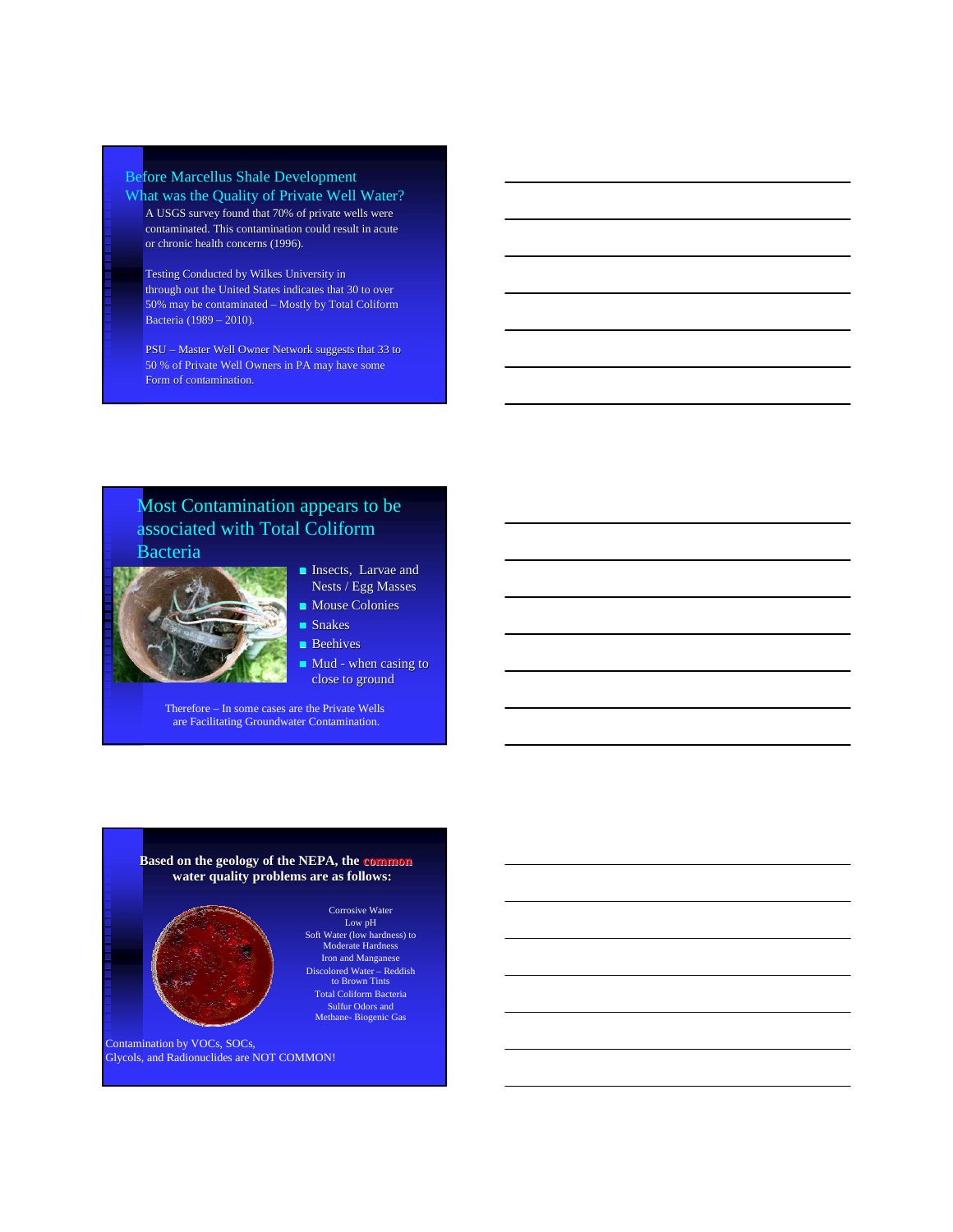## Before Marcellus Shale Development What was the Quality of Private Well Water?

A USGS survey found that 70% of private wells were contaminated. This contamination could result in acute or chronic health concerns (1996).

Testing Conducted by Wilkes University in through out the United States indicates that 30 to over 50% may be contaminated – Mostly by Total Coliform Bacteria (1989 – 2010).

PSU – Master Well Owner Network suggests that 33 to 50 % of Private Well Owners in PA may have some Form of contamination.

## Most Contamination appears to be associated with Total Coliform Bacteria

- Insects, Larvae and Nests / Egg Masses
- Mouse Colonies
- Snakes
- Beehives
- Mud - when casing to close to ground

Therefore – In some cases are the Private Wells are Facilitating Groundwater Contamination.

## Based on the geology of the NEPA, the common water quality problems are as follows:

Corrosive Water
Low pH
Soft Water (low hardness) to Moderate Hardness
Iron and Manganese
Discolored Water – Reddish to Brown Tints
Total Coliform Bacteria
Sulfur Odors and Methane- Biogenic Gas

Contamination by VOCs, SOCs, Glycols, and Radionuclides are NOT COMMON!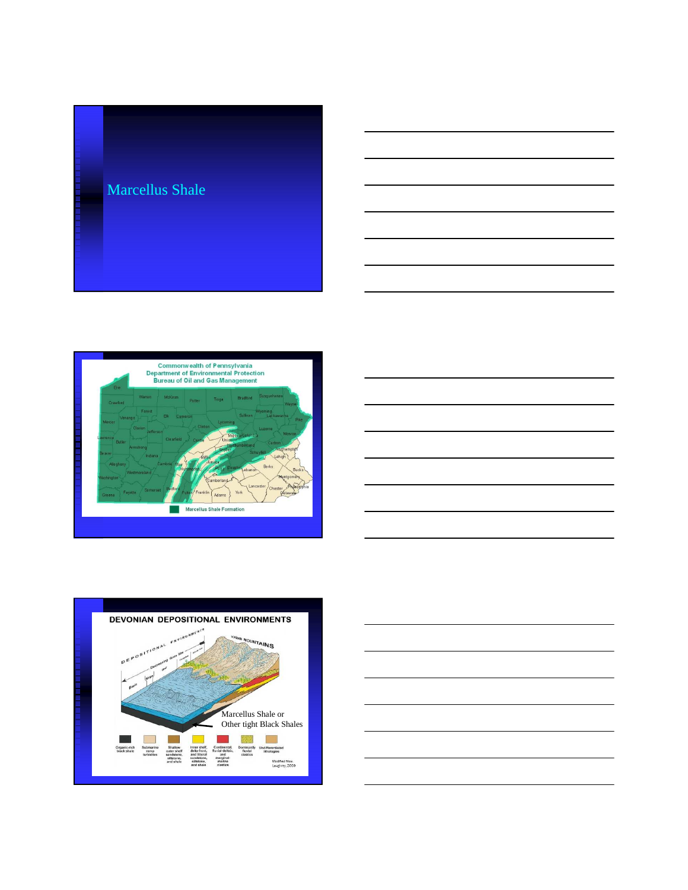# Marcellus Shale

Commonwealth of Pennsylvania
Department of Environmental Protection
Bureau of Oil and Gas Management

Marcellus Shale Formation

## DEVONIAN DEPOSITIONAL ENVIRONMENTS

Marcellus Shale or
Other tight Black Shales

Organic-rich black shale | Submarine ramp turbidites | Shallow outer shelf sandstone, siltstone, and shale | Inner shelf, delta-front, and littoral sandstone, siltstone, and shale | Continental, fluvial-deltaic, and marginal-marine clastics | Dominantly fluvial clastics | Undifferentiated lithologies

Modified from Loughrey, 2009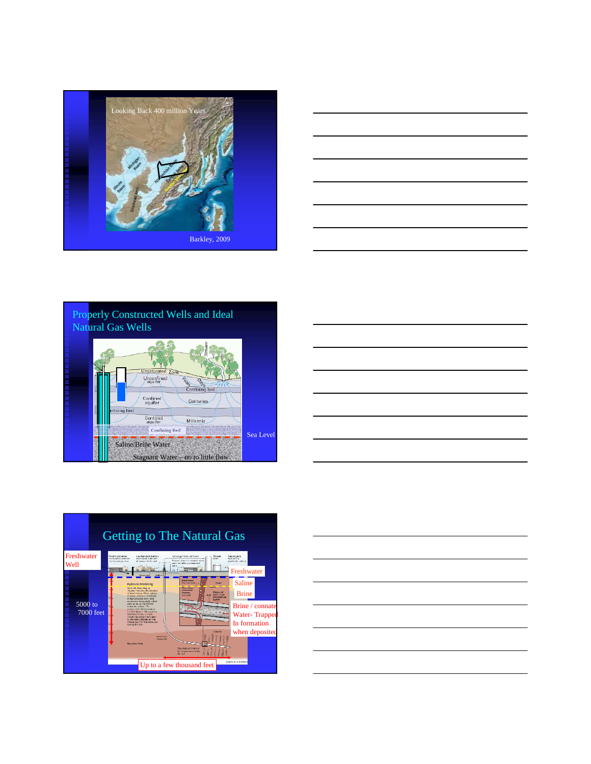Looking Back 400 million Years

Barkley, 2009

## Properly Constructed Wells and Ideal Natural Gas Wells

Unsaturated Zone

Unconfined aquifer

Confining bed

Confined aquifer

Confining bed

Confined aquifer

Confining Bed

Sea Level

Saline/Brine Water

Stagnant Water – no to little flow

## Getting to The Natural Gas

Freshwater Well

5000 to 7000 feet

Freshwater

Saline

Brine

Brine / connate Water- Trapped In formation when deposited

Up to a few thousand feet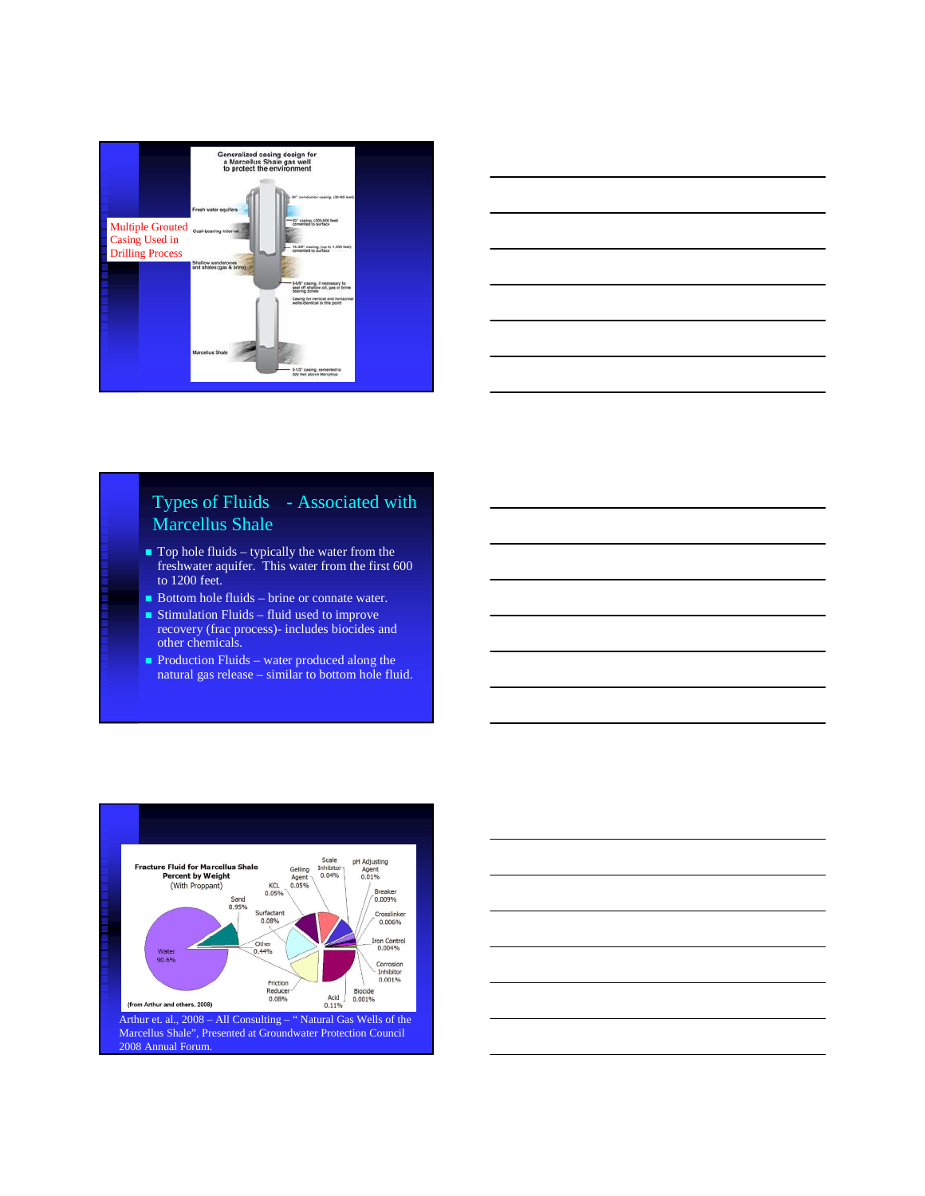Multiple Grouted Casing Used in Drilling Process

Generalized casing design for a Marcellus Shale gas well to protect the environment

Fresh water aquifers

Coal-bearing interval

Shallow sandstones and shales (gas & brine)

Marcellus Shale

20" conductor casing, (30-60 feet)

13" casing, (300-600 feet) cemented to surface

13-3/8" casing, (up to 1,000 feet) cemented to surface

9-5/8" casing, if necessary to seal off shallow oil, gas or brine bearing zones

Casing for vertical and horizontal wells identical to this point

5-1/2" casing, cemented to 500 feet above Marcellus

## Types of Fluids - Associated with Marcellus Shale

- Top hole fluids – typically the water from the freshwater aquifer. This water from the first 600 to 1200 feet.
- Bottom hole fluids – brine or connate water.
- Stimulation Fluids – fluid used to improve recovery (frac process)- includes biocides and other chemicals.
- Production Fluids – water produced along the natural gas release – similar to bottom hole fluid.

**Fracture Fluid for Marcellus Shale Percent by Weight** (With Proppant)

| Component | Percent |
|---|---|
| Water | 90.6% |
| Sand | 8.95% |
| Other | 0.44% |
| Acid | 0.11% |
| Surfactant | 0.08% |
| Friction Reducer | 0.08% |
| KCL | 0.05% |
| Gelling Agent | 0.05% |
| Scale Inhibitor | 0.04% |
| pH Adjusting Agent | 0.01% |
| Breaker | 0.009% |
| Crosslinker | 0.006% |
| Iron Control | 0.004% |
| Corrosion Inhibitor | 0.001% |
| Biocide | 0.001% |

(from Arthur and others, 2008)

Arthur et. al., 2008 – All Consulting – " Natural Gas Wells of the Marcellus Shale", Presented at Groundwater Protection Council 2008 Annual Forum.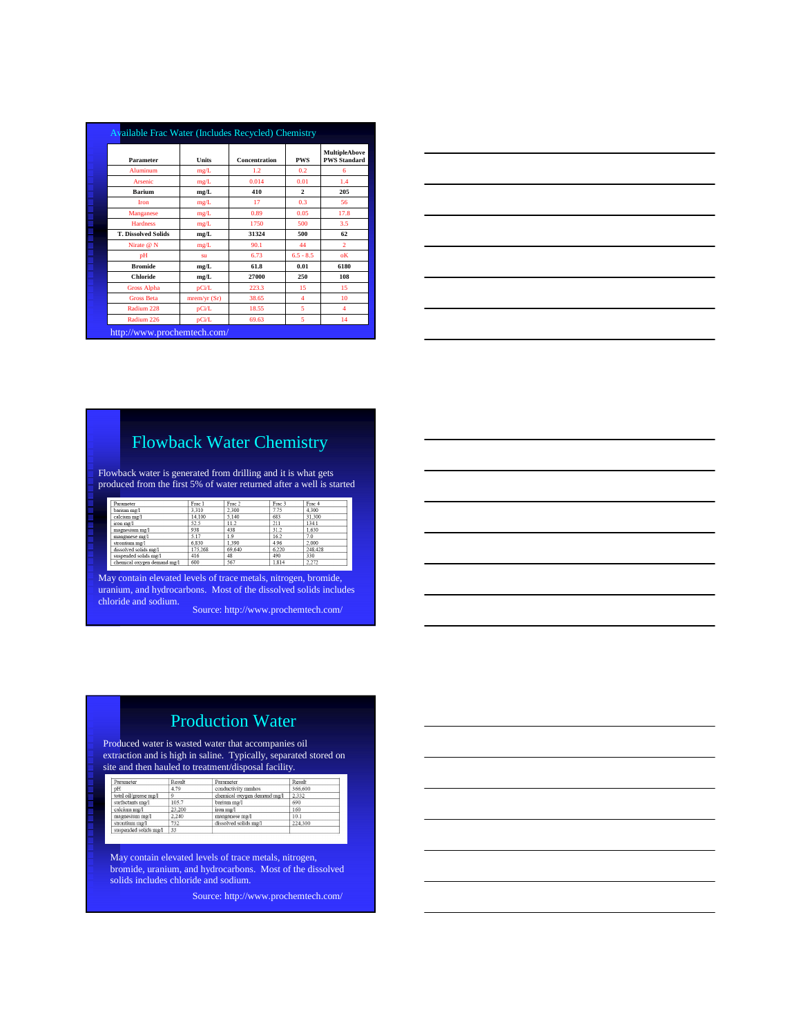## Available Frac Water (Includes Recycled) Chemistry

| Parameter | Units | Concentration | PWS | MultipleAbove PWS Standard |
|---|---|---|---|---|
| Aluminum | mg/L | 1.2 | 0.2 | 6 |
| Arsenic | mg/L | 0.014 | 0.01 | 1.4 |
| Barium | mg/L | 410 | 2 | 205 |
| Iron | mg/L | 17 | 0.3 | 56 |
| Manganese | mg/L | 0.89 | 0.05 | 17.8 |
| Hardness | mg/L | 1750 | 500 | 3.5 |
| T. Dissolved Solids | mg/L | 31324 | 500 | 62 |
| Nirate @ N | mg/L | 90.1 | 44 | 2 |
| pH | su | 6.73 | 6.5 - 8.5 | oK |
| Bromide | mg/L | 61.8 | 0.01 | 6180 |
| Chloride | mg/L | 27000 | 250 | 108 |
| Gross Alpha | pCi/L | 223.3 | 15 | 15 |
| Gross Beta | mrem/yr (Sr) | 38.65 | 4 | 10 |
| Radium 228 | pCi/L | 18.55 | 5 | 4 |
| Radium 226 | pCi/L | 69.63 | 5 | 14 |

http://www.prochemtech.com/

## Flowback Water Chemistry

Flowback water is generated from drilling and it is what gets produced from the first 5% of water returned after a well is started

| Parameter | Frac 1 | Frac 2 | Frac 3 | Frac 4 |
|---|---|---|---|---|
| barium mg/l | 3,310 | 2,300 | 7.75 | 4,300 |
| calcium mg/l | 14,100 | 5,140 | 683 | 31,300 |
| iron mg/l | 52.5 | 11.2 | 211 | 134.1 |
| magnesium mg/l | 938 | 438 | 31.2 | 1,630 |
| manganese mg/l | 5.17 | 1.9 | 16.2 | 7.0 |
| strontium mg/l | 6,830 | 1,390 | 4.96 | 2,000 |
| dissolved solids mg/l | 175,268 | 69,640 | 6,220 | 248,428 |
| suspended solids mg/l | 416 | 48 | 490 | 330 |
| chemical oxygen demand mg/l | 600 | 567 | 1,814 | 2,272 |

May contain elevated levels of trace metals, nitrogen, bromide, uranium, and hydrocarbons. Most of the dissolved solids includes chloride and sodium.

Source: http://www.prochemtech.com/

## Production Water

Produced water is wasted water that accompanies oil extraction and is high in saline. Typically, separated stored on site and then hauled to treatment/disposal facility.

| Parameter | Result | Parameter | Result |
|---|---|---|---|
| pH | 4.79 | conductivity mmhos | 366,600 |
| total oil/grease mg/l | 9 | chemical oxygen demand mg/l | 2,332 |
| surfactants mg/l | 105.7 | barium mg/l | 690 |
| calcium mg/l | 23,200 | iron mg/l | 160 |
| magnesium mg/l | 2,240 | manganese mg/l | 10.1 |
| strontium mg/l | 732 | dissolved solids mg/l | 224,300 |
| suspended solids mg/l | 33 | | |

May contain elevated levels of trace metals, nitrogen, bromide, uranium, and hydrocarbons. Most of the dissolved solids includes chloride and sodium.

Source: http://www.prochemtech.com/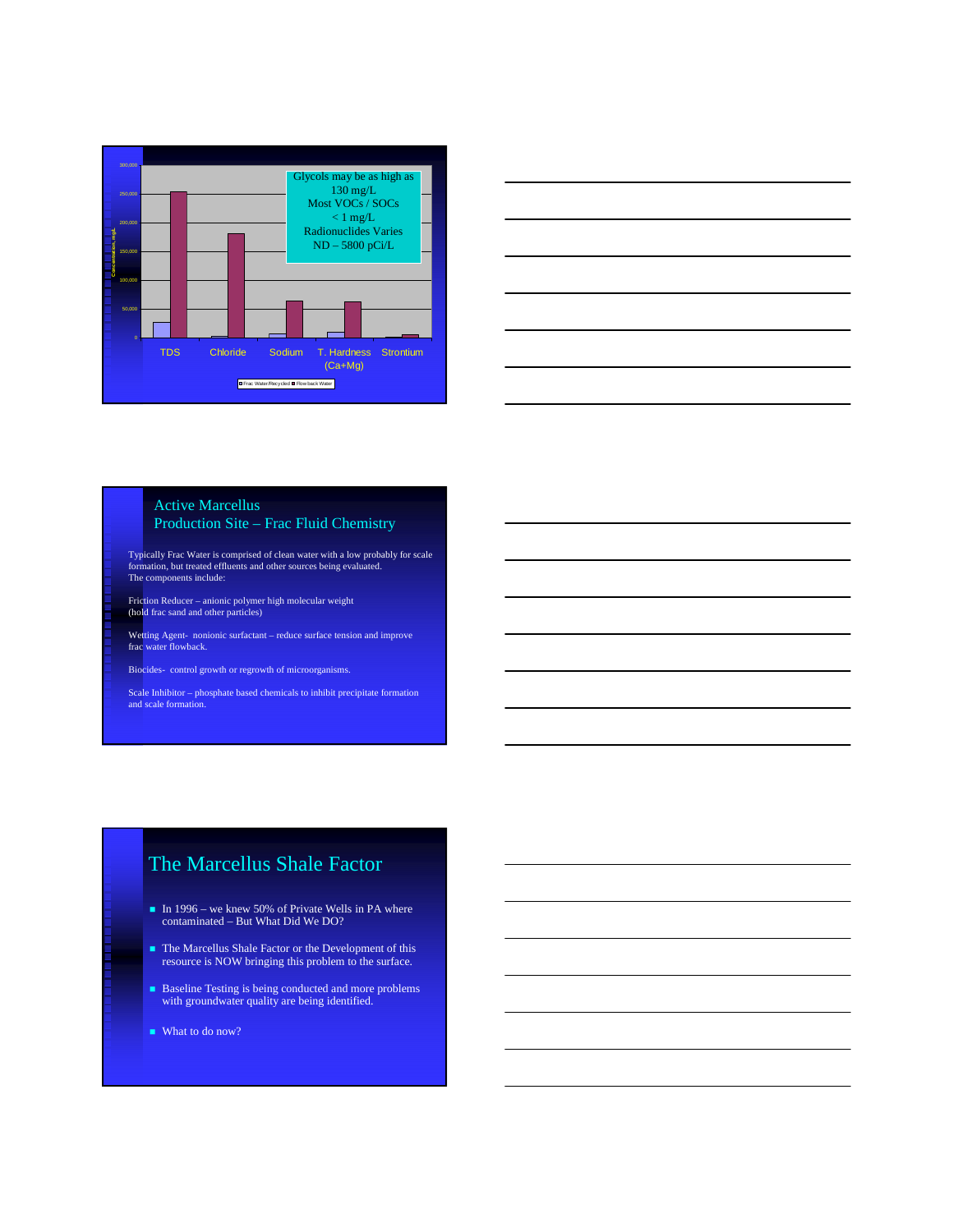Glycols may be as high as 130 mg/L
Most VOCs / SOCs < 1 mg/L
Radionuclides Varies ND – 5800 pCi/L

Concentration, mg/L: 0, 50,000, 100,000, 150,000, 200,000, 250,000, 300,000

TDS | Chloride | Sodium | T. Hardness (Ca+Mg) | Strontium

Frac Water/Recycled | Flow back Water

## Active Marcellus Production Site – Frac Fluid Chemistry

Typically Frac Water is comprised of clean water with a low probably for scale formation, but treated effluents and other sources being evaluated.
The components include:

Friction Reducer – anionic polymer high molecular weight (hold frac sand and other particles)

Wetting Agent- nonionic surfactant – reduce surface tension and improve frac water flowback.

Biocides- control growth or regrowth of microorganisms.

Scale Inhibitor – phosphate based chemicals to inhibit precipitate formation and scale formation.

## The Marcellus Shale Factor

- In 1996 – we knew 50% of Private Wells in PA where contaminated – But What Did We DO?
- The Marcellus Shale Factor or the Development of this resource is NOW bringing this problem to the surface.
- Baseline Testing is being conducted and more problems with groundwater quality are being identified.
- What to do now?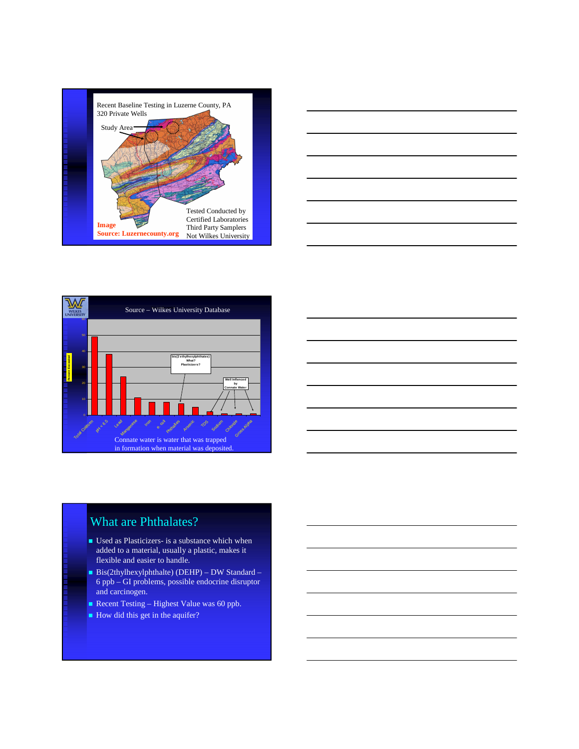Recent Baseline Testing in Luzerne County, PA
320 Private Wells

Study Area

Tested Conducted by
Certified Laboratories
Third Party Samplers
Not Wilkes University

**Image Source: Luzernecounty.org**

---

Source – Wilkes University Database

Percent Exceeded

bis(2 ethylhexylphthalates) What? Plasticizers?

Well Inflenced by Connate Water

Total Coliform, pH < 6.5, Lead, Manganese, Iron, e. coli, Phthalates, Arsenic, TDS, Sodium, Chloride, Gross Alpha

Connate water is water that was trapped in formation when material was deposited.

---

## What are Phthalates?

- Used as Plasticizers- is a substance which when added to a material, usually a plastic, makes it flexible and easier to handle.
- Bis(2thylhexylphthalte) (DEHP) – DW Standard – 6 ppb – GI problems, possible endocrine disruptor and carcinogen.
- Recent Testing – Highest Value was 60 ppb.
- How did this get in the aquifer?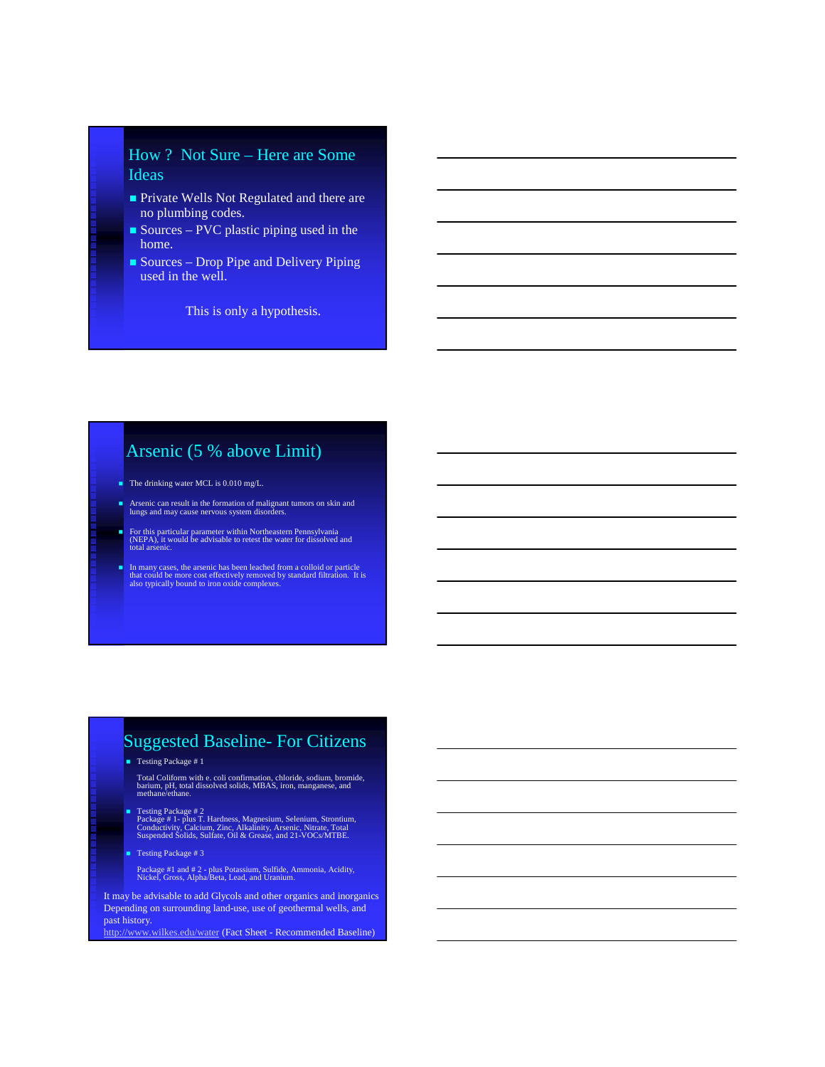## How ? Not Sure – Here are Some Ideas

- Private Wells Not Regulated and there are no plumbing codes.
- Sources – PVC plastic piping used in the home.
- Sources – Drop Pipe and Delivery Piping used in the well.

This is only a hypothesis.

## Arsenic (5 % above Limit)

- The drinking water MCL is 0.010 mg/L.
- Arsenic can result in the formation of malignant tumors on skin and lungs and may cause nervous system disorders.
- For this particular parameter within Northeastern Pennsylvania (NEPA), it would be advisable to retest the water for dissolved and total arsenic.
- In many cases, the arsenic has been leached from a colloid or particle that could be more cost effectively removed by standard filtration. It is also typically bound to iron oxide complexes.

## Suggested Baseline- For Citizens

- Testing Package # 1

  Total Coliform with e. coli confirmation, chloride, sodium, bromide, barium, pH, total dissolved solids, MBAS, iron, manganese, and methane/ethane.

- Testing Package # 2

  Package # 1- plus T. Hardness, Magnesium, Selenium, Strontium, Conductivity, Calcium, Zinc, Alkalinity, Arsenic, Nitrate, Total Suspended Solids, Sulfate, Oil & Grease, and 21-VOCs/MTBE.

- Testing Package # 3

  Package #1 and # 2 - plus Potassium, Sulfide, Ammonia, Acidity, Nickel, Gross, Alpha/Beta, Lead, and Uranium.

It may be advisable to add Glycols and other organics and inorganics Depending on surrounding land-use, use of geothermal wells, and past history.

http://www.wilkes.edu/water (Fact Sheet - Recommended Baseline)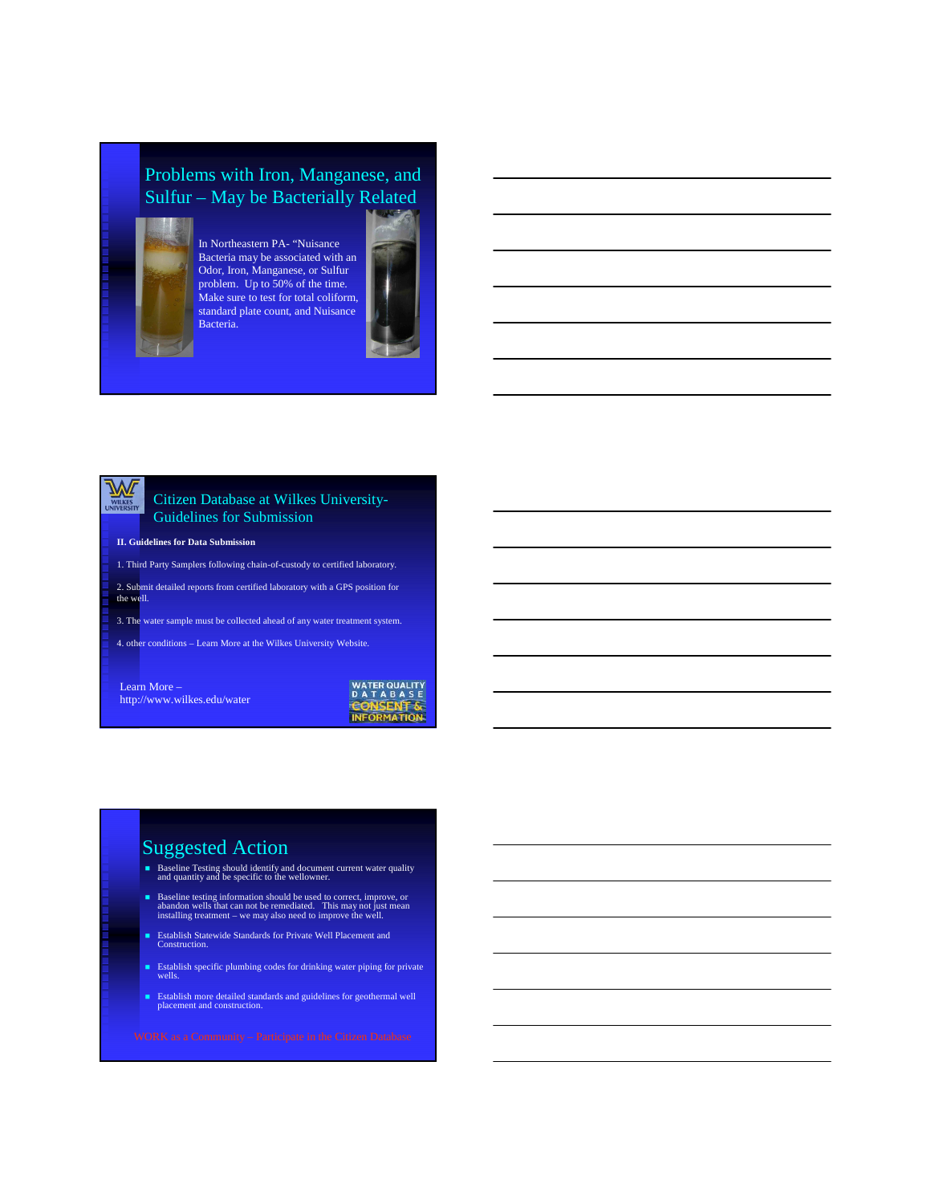## Problems with Iron, Manganese, and Sulfur – May be Bacterially Related

In Northeastern PA- "Nuisance Bacteria may be associated with an Odor, Iron, Manganese, or Sulfur problem. Up to 50% of the time. Make sure to test for total coliform, standard plate count, and Nuisance Bacteria.

## Citizen Database at Wilkes University- Guidelines for Submission

**II. Guidelines for Data Submission**

1. Third Party Samplers following chain-of-custody to certified laboratory.

2. Submit detailed reports from certified laboratory with a GPS position for the well.

3. The water sample must be collected ahead of any water treatment system.

4. other conditions – Learn More at the Wilkes University Website.

Learn More –
http://www.wilkes.edu/water

WATER QUALITY DATABASE CONSENT & INFORMATION

## Suggested Action

- Baseline Testing should identify and document current water quality and quantity and be specific to the wellowner.
- Baseline testing information should be used to correct, improve, or abandon wells that can not be remediated. This may not just mean installing treatment – we may also need to improve the well.
- Establish Statewide Standards for Private Well Placement and Construction.
- Establish specific plumbing codes for drinking water piping for private wells.
- Establish more detailed standards and guidelines for geothermal well placement and construction.

WORK as a Community – Participate in the Citizen Database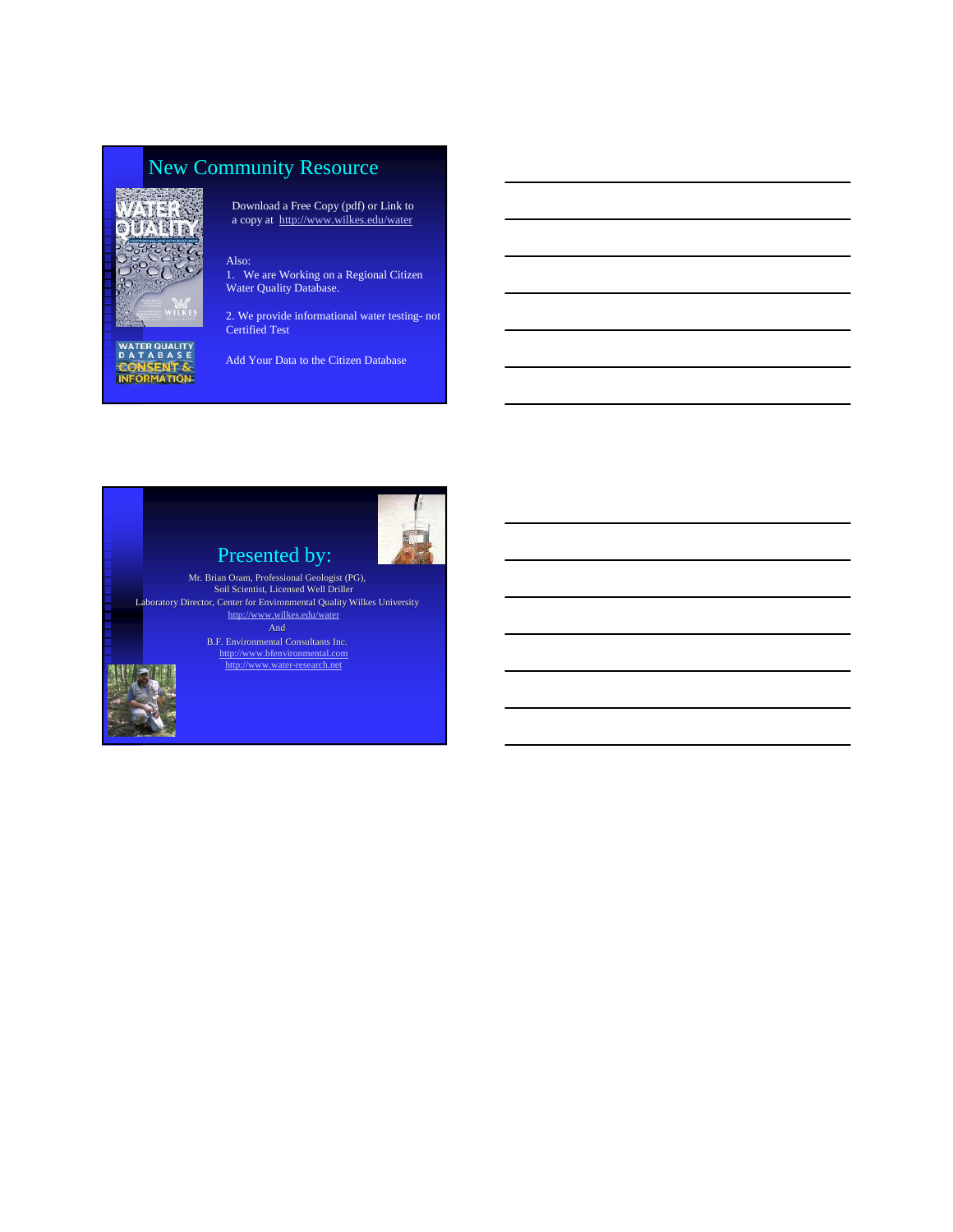## New Community Resource

Download a Free Copy (pdf) or Link to a copy at http://www.wilkes.edu/water

Also:

1. We are Working on a Regional Citizen Water Quality Database.

2. We provide informational water testing- not Certified Test

Add Your Data to the Citizen Database

WATER QUALITY DATABASE CONSENT & INFORMATION

## Presented by:

Mr. Brian Oram, Professional Geologist (PG), Soil Scientist, Licensed Well Driller

Laboratory Director, Center for Environmental Quality Wilkes University

http://www.wilkes.edu/water

And

B.F. Environmental Consultants Inc.

http://www.bfenvironmental.com

http://www.water-research.net